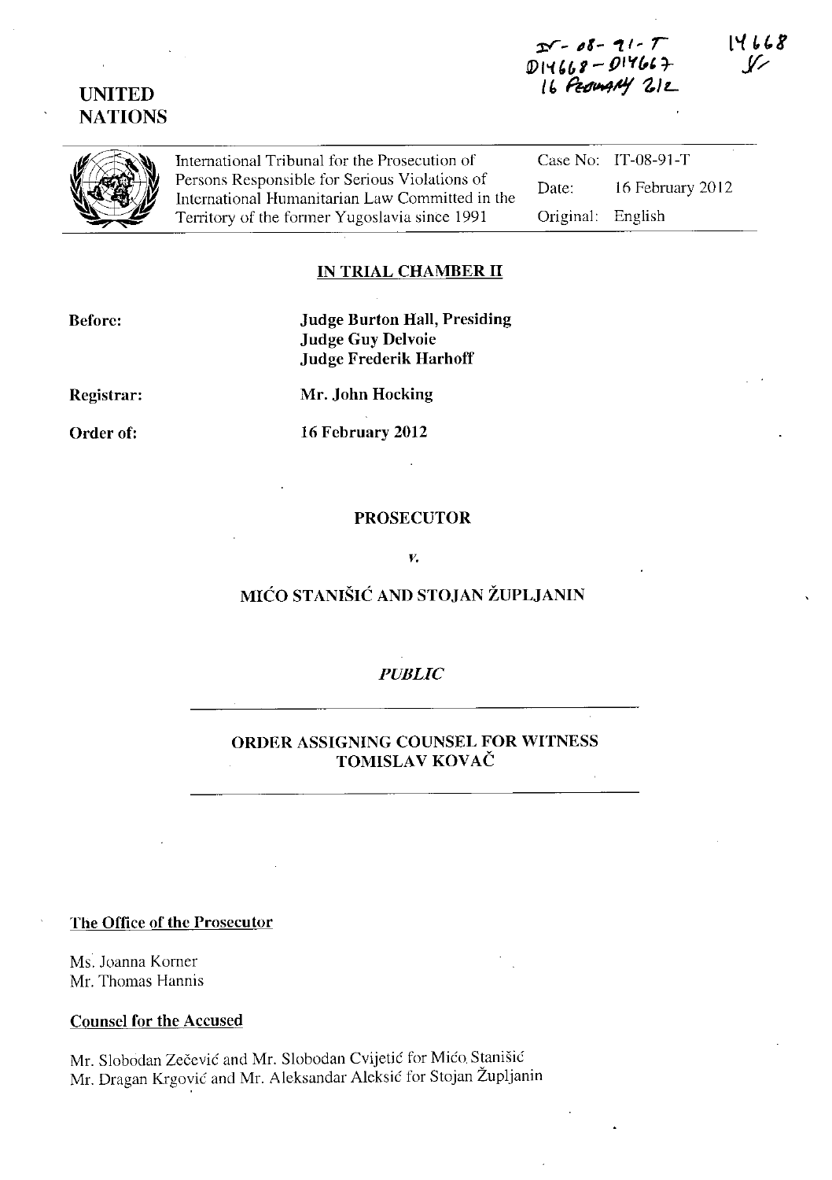IT-08-91-T
D14668 - D14667
16 February 2012

14668

# UNITED NATIONS

International Tribunal for the Prosecution of Persons Responsible for Serious Violations of International Humanitarian Law Committed in the Territory of the former Yugoslavia since 1991

| | |
|---|---|
| Case No: | IT-08-91-T |
| Date: | 16 February 2012 |
| Original: | English |

## IN TRIAL CHAMBER II

**Before:** **Judge Burton Hall, Presiding**
**Judge Guy Delvoie**
**Judge Frederik Harhoff**

**Registrar:** **Mr. John Hocking**

**Order of:** **16 February 2012**

## PROSECUTOR

*v.*

## MIĆO STANIŠIĆ AND STOJAN ŽUPLJANIN

*PUBLIC*

## ORDER ASSIGNING COUNSEL FOR WITNESS TOMISLAV KOVAČ

**The Office of the Prosecutor**

Ms. Joanna Korner
Mr. Thomas Hannis

**Counsel for the Accused**

Mr. Slobodan Zečević and Mr. Slobodan Cvijetić for Mićo Stanišić
Mr. Dragan Krgović and Mr. Aleksandar Aleksić for Stojan Župljanin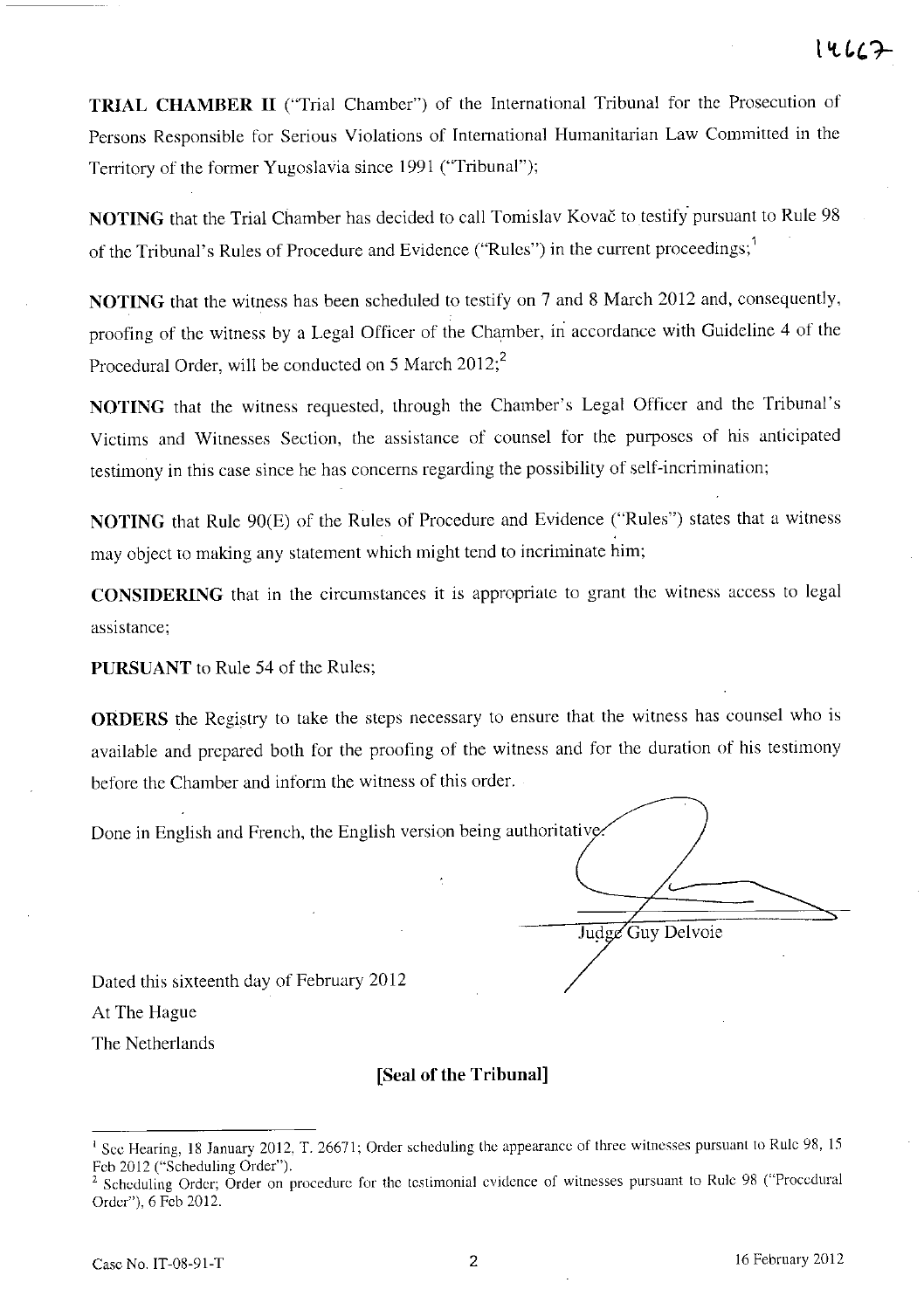**TRIAL CHAMBER II** ("Trial Chamber") of the International Tribunal for the Prosecution of Persons Responsible for Serious Violations of International Humanitarian Law Committed in the Territory of the former Yugoslavia since 1991 ("Tribunal");

**NOTING** that the Trial Chamber has decided to call Tomislav Kovač to testify pursuant to Rule 98 of the Tribunal's Rules of Procedure and Evidence ("Rules") in the current proceedings;[1]

**NOTING** that the witness has been scheduled to testify on 7 and 8 March 2012 and, consequently, proofing of the witness by a Legal Officer of the Chamber, in accordance with Guideline 4 of the Procedural Order, will be conducted on 5 March 2012;[2]

**NOTING** that the witness requested, through the Chamber's Legal Officer and the Tribunal's Victims and Witnesses Section, the assistance of counsel for the purposes of his anticipated testimony in this case since he has concerns regarding the possibility of self-incrimination;

**NOTING** that Rule 90(E) of the Rules of Procedure and Evidence ("Rules") states that a witness may object to making any statement which might tend to incriminate him;

**CONSIDERING** that in the circumstances it is appropriate to grant the witness access to legal assistance;

**PURSUANT** to Rule 54 of the Rules;

**ORDERS** the Registry to take the steps necessary to ensure that the witness has counsel who is available and prepared both for the proofing of the witness and for the duration of his testimony before the Chamber and inform the witness of this order.

Done in English and French, the English version being authoritative.

Judge Guy Delvoie

Dated this sixteenth day of February 2012
At The Hague
The Netherlands

**[Seal of the Tribunal]**

[1] See Hearing, 18 January 2012, T. 26671; Order scheduling the appearance of three witnesses pursuant to Rule 98, 15 Feb 2012 ("Scheduling Order").

[2] Scheduling Order; Order on procedure for the testimonial evidence of witnesses pursuant to Rule 98 ("Procedural Order"), 6 Feb 2012.